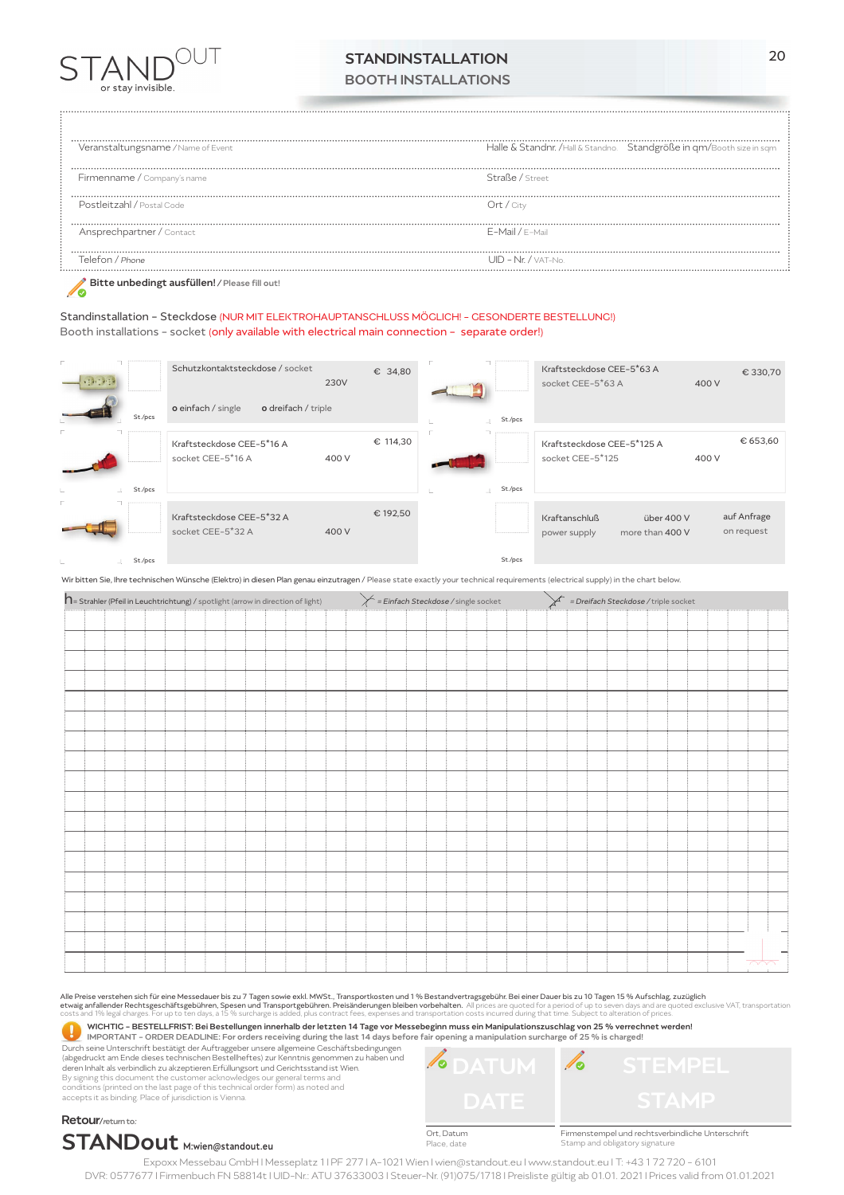STANDOUT
or stay invisible.

# STANDINSTALLATION
## BOOTH INSTALLATIONS

| | | |
|---|---|---|
| Veranstaltungsname / Name of Event | Halle & Standnr. / Hall & Standno. | Standgröße in qm/Booth size in sqm |
| Firmenname / Company's name | Straße / Street | |
| Postleitzahl / Postal Code | Ort / City | |
| Ansprechpartner / Contact | E-Mail / E-Mail | |
| Telefon / Phone | UID - Nr. / VAT-No. | |

**Bitte unbedingt ausfüllen!** / Please fill out!

Standinstallation - Steckdose (NUR MIT ELEKTROHAUPTANSCHLUSS MÖGLICH! - GESONDERTE BESTELLUNG!)
Booth installations - socket (only available with electrical main connection - separate order!)

| St./pcs | Artikel / Item | Spannung | Preis |
|---|---|---|---|
| | Schutzkontaktsteckdose / socket<br>o einfach / single  o dreifach / triple | 230V | € 34,80 |
| | Kraftsteckdose CEE-5*16 A<br>socket CEE-5*16 A | 400 V | € 114,30 |
| | Kraftsteckdose CEE-5*32 A<br>socket CEE-5*32 A | 400 V | € 192,50 |
| | Kraftsteckdose CEE-5*63 A<br>socket CEE-5*63 A | 400 V | € 330,70 |
| | Kraftsteckdose CEE-5*125 A<br>socket CEE-5*125 | 400 V | € 653,60 |
| | Kraftanschluß<br>power supply | über 400 V<br>more than 400 V | auf Anfrage<br>on request |

Wir bitten Sie, Ihre technischen Wünsche (Elektro) in diesen Plan genau einzutragen / Please state exactly your technical requirements (electrical supply) in the chart below.

= Strahler (Pfeil in Leuchtrichtung) / spotlight (arrow in direction of light) = *Einfach Steckdose* / single socket = *Dreifach Steckdose* / triple socket

Alle Preise verstehen sich für eine Messedauer bis zu 7 Tagen sowie exkl. MWSt., Transportkosten und 1 % Bestandvertragsgebühr. Bei einer Dauer bis zu 10 Tagen 15 % Aufschlag, zuzüglich etwaig anfallender Rechtsgeschäftsgebühren, Spesen und Transportgebühren. Preisänderungen bleiben vorbehalten. All prices are quoted for a period of up to seven days and are quoted exclusive VAT, transportation costs and 1% legal charges. For up to ten days, a 15 % surcharge is added, plus contract fees, expenses and transportation costs incurred during that time. Subject to alteration of prices.

**WICHTIG - BESTELLFRIST: Bei Bestellungen innerhalb der letzten 14 Tage vor Messebeginn muss ein Manipulationszuschlag von 25 % verrechnet werden!**
**IMPORTANT - ORDER DEADLINE: For orders receiving during the last 14 days before fair opening a manipulation surcharge of 25 % is charged!**

Durch seine Unterschrift bestätigt der Auftraggeber unsere allgemeine Geschäftsbedingungen (abgedruckt am Ende dieses technischen Bestellheftes) zur Kenntnis genommen zu haben und deren Inhalt als verbindlich zu akzeptieren Erfüllungsort und Gerichtsstand ist Wien.
By signing this document the customer acknowledges our general terms and conditions (printed on the last page of this technical order form) as noted and accepts it as binding. Place of jurisdiction is Vienna.

DATUM / DATE — Ort, Datum / Place, date

STEMPEL / STAMP — Firmenstempel und rechtsverbindliche Unterschrift / Stamp and obligatory signature

**Retour**/return to:
**STANDout** M:wien@standout.eu

Expoxx Messebau GmbH I Messeplatz 1 I PF 277 I A-1021 Wien I wien@standout.eu I www.standout.eu I T: +43 1 72 720 - 6101
DVR: 0577677 I Firmenbuch FN 58814t I UID-Nr.: ATU 37633003 I Steuer-Nr. (91)075/1718 I Preisliste gültig ab 01.01. 2021 I Prices valid from 01.01.2021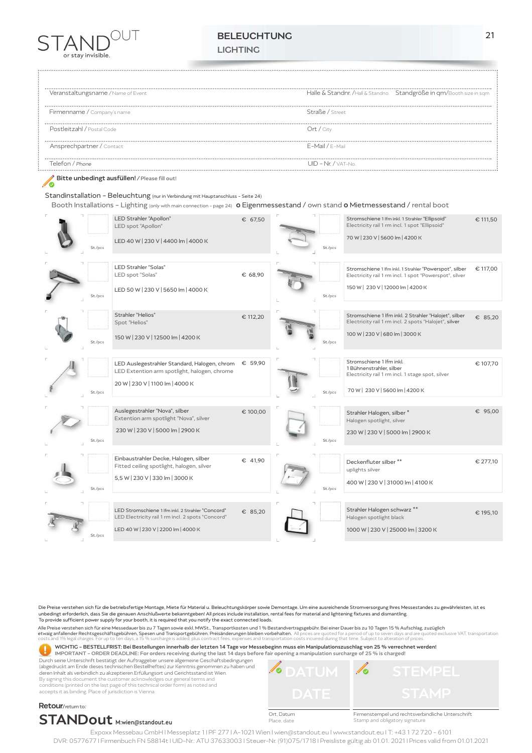STANDOUT
or stay invisible.

# BELEUCHTUNG
## LIGHTING

| | | |
|---|---|---|
| Veranstaltungsname / Name of Event | Halle & Standnr. / Hall & Standno. | Standgröße in qm/Booth size in sqm |
| Firmenname / Company's name | Straße / Street | |
| Postleitzahl / Postal Code | Ort / City | |
| Ansprechpartner / Contact | E-Mail / E-Mail | |
| Telefon / Phone | UID - Nr. / VAT-No. | |

**Bitte unbedingt ausfüllen!** / Please fill out!

Standinstallation – Beleuchtung (nur in Verbindung mit Hauptanschluss – Seite 24)
Booth Installations – Lighting (only with main connection – page 24) o Eigenmessestand / own stand o Mietmessestand / rental boot

| St./pcs | Artikel / Item | Preis | St./pcs | Artikel / Item | Preis |
|---|---|---|---|---|---|
| | LED Strahler "Apollon"<br>LED spot "Apollon"<br>LED 40 W \| 230 V \| 4400 lm \| 4000 K | € 67,50 | | Stromschiene 1 lfm inkl. 1 Strahler "Ellipsoid"<br>Electricity rail 1 rm incl. 1 spot "Ellipsoid"<br>70 W \| 230 V \| 5600 lm \| 4200 K | € 111,50 |
| | LED Strahler "Solas"<br>LED spot "Solas"<br>LED 50 W \| 230 V \| 5650 lm \| 4000 K | € 68,90 | | Stromschiene 1 lfm inkl. 1 Strahler "Powerspot", silber<br>Electricity rail 1 rm incl. 1 spot "Powerspot", silver<br>150 W \| 230 V \| 12000 lm \| 4200 K | € 117,00 |
| | Strahler "Helios"<br>Spot "Helios"<br>150 W \| 230 V \| 12500 lm \| 4200 K | € 112,20 | | Stromschiene 1 lfm inkl. 2 Strahler "Halojet", silber<br>Electricity rail 1 rm incl. 2 spots "Halojet", silver<br>100 W \| 230 V \| 680 lm \| 3000 K | € 85,20 |
| | LED Auslegestrahler Standard, Halogen, chrom<br>LED Extention arm spotlight, halogen, chrome<br>20 W \| 230 V \| 1100 lm \| 4000 K | € 59,90 | | Stromschiene 1 lfm inkl. 1 Bühnenstrahler, silber<br>Electricity rail 1 rm incl. 1 stage spot, silver<br>70 W \| 230 V \| 5600 lm \| 4200 K | € 107,70 |
| | Auslegestrahler "Nova", silber<br>Extention arm spotlight "Nova", silver<br>230 W \| 230 V \| 5000 lm \| 2900 K | € 100,00 | | Strahler Halogen, silber *<br>Halogen spotlight, silver<br>230 W \| 230 V \| 5000 lm \| 2900 K | € 95,00 |
| | Einbaustrahler Decke, Halogen, silber<br>Fitted ceiling spotlight, halogen, silver<br>5,5 W \| 230 V \| 330 lm \| 3000 K | € 41,90 | | Deckenfluter silber **<br>uplights silver<br>400 W \| 230 V \| 31000 lm \| 4100 K | € 277,10 |
| | LED Stromschiene 1 lfm inkl. 2 Strahler "Concord"<br>LED Electricity rail 1 rm incl. 2 spots "Concord"<br>LED 40 W \| 230 V \| 2200 lm \| 4000 K | € 85,20 | | Strahler Halogen schwarz **<br>Halogen spotlight black<br>1000 W \| 230 V \| 25000 lm \| 3200 K | € 195,10 |

Die Preise verstehen sich für die betriebsfertige Montage, Miete für Material u. Beleuchtungskörper sowie Demontage. Um eine ausreichende Stromversorgung Ihres Messestandes zu gewährleisten, ist es unbedingt erforderlich, dass Sie die genauen Anschlußwerte bekanntgeben! All prices include installation, rental fees for material and lightening fixtures and dismantling.
To provide sufficient power supply for your booth, it is required that you notify the exact connected loads.

Alle Preise verstehen sich für eine Messedauer bis zu 7 Tagen sowie exkl. MWSt., Transportkosten und 1 % Bestandvertragsgebühr. Bei einer Dauer bis zu 10 Tagen 15 % Aufschlag, zuzüglich etwaig anfallender Rechtsgeschäftsgebühren, Spesen und Transportgebühren. Preisänderungen bleiben vorbehalten. All prices are quoted for a period of up to seven days and are quoted exclusive VAT, transportation costs and 1% legal charges. For up to ten days, a 15 % surcharge is added, plus contract fees, expenses and transportation costs incurred during that time. Subject to alteration of prices.

**WICHTIG – BESTELLFRIST: Bei Bestellungen innerhalb der letzten 14 Tage vor Messebeginn muss ein Manipulationszuschlag von 25 % verrechnet werden!**
**IMPORTANT – ORDER DEADLINE: For orders receiving during the last 14 days before fair opening a manipulation surcharge of 25 % is charged!**

Durch seine Unterschrift bestätigt der Auftraggeber unsere allgemeine Geschäftsbedingungen (abgedruckt am Ende dieses technischen Bestellheftes) zur Kenntnis genommen zu haben und deren Inhalt als verbindlich zu akzeptieren.Erfüllungsort und Gerichtsstand ist Wien.
By signing this document the customer acknowledges our general terms and conditions (printed on the last page of this technical order form) as noted and accepts it as binding. Place of jurisdiction is Vienna.

DATUM / DATE

STEMPEL / STAMP

Ort, Datum
Place, date

Firmenstempel und rechtsverbindliche Unterschrift
Stamp and obligatory signature

**Retour**/return to:
**STANDout** M:wien@standout.eu

Expoxx Messebau GmbH I Messeplatz 1 I PF 277 I A-1021 Wien I wien@standout.eu I www.standout.eu I T: +43 1 72 720 - 6101
DVR: 0577677 I Firmenbuch FN 58814t I UID-Nr.: ATU 37633003 I Steuer-Nr. (91)075/1718 I Preisliste gültig ab 01.01. 2021 I Prices valid from 01.01.2021